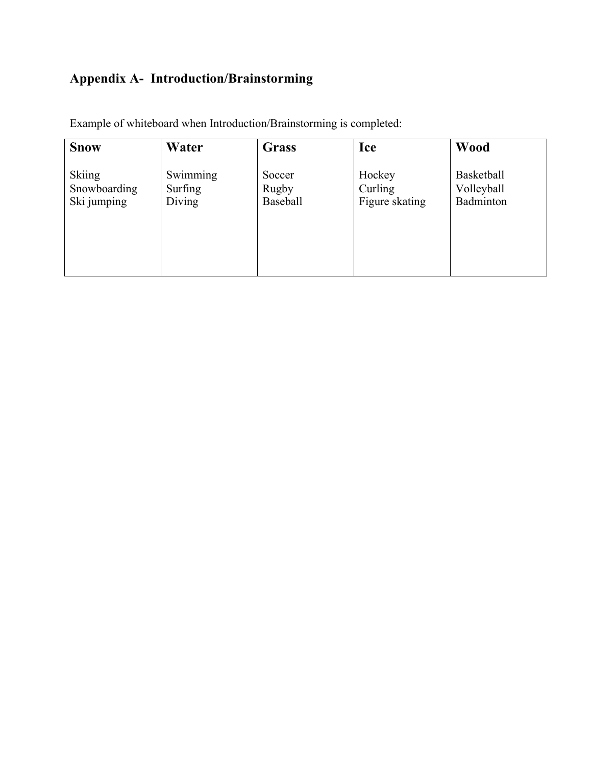## Appendix A- Introduction/Brainstorming

Example of whiteboard when Introduction/Brainstorming is completed:

| Snow | Water | Grass | Ice | Wood |
|---|---|---|---|---|
| Skiing<br>Snowboarding<br>Ski jumping | Swimming<br>Surfing<br>Diving | Soccer<br>Rugby<br>Baseball | Hockey<br>Curling<br>Figure skating | Basketball<br>Volleyball<br>Badminton |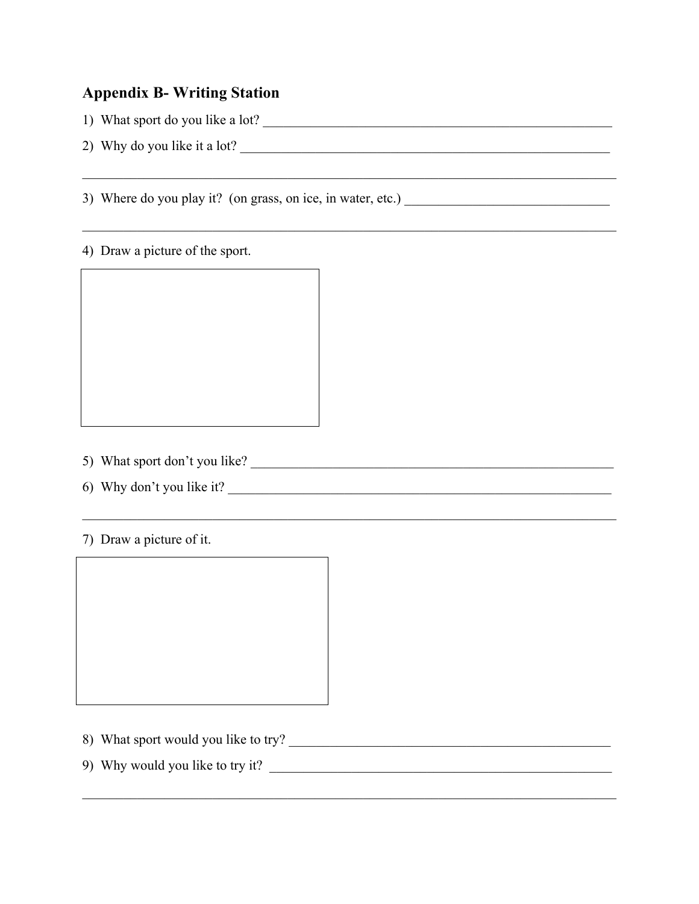## Appendix B- Writing Station

1) What sport do you like a lot? ______________________________________________________

2) Why do you like it a lot? _________________________________________________________

_______________________________________________________________________________

3) Where do you play it? (on grass, on ice, in water, etc.) ______________________________

_______________________________________________________________________________

4) Draw a picture of the sport.

5) What sport don't you like? _______________________________________________________

6) Why don't you like it? ___________________________________________________________

_______________________________________________________________________________

7) Draw a picture of it.

8) What sport would you like to try? _________________________________________________

9) Why would you like to try it? _____________________________________________________

_______________________________________________________________________________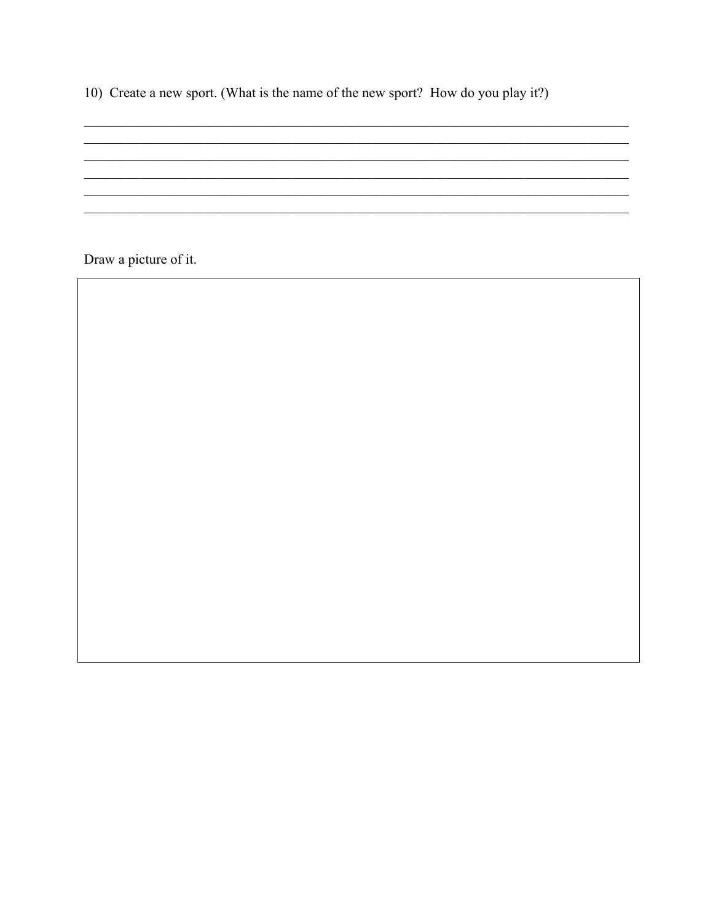10) Create a new sport. (What is the name of the new sport? How do you play it?)

______________________________________________________________________________
______________________________________________________________________________
______________________________________________________________________________
______________________________________________________________________________
______________________________________________________________________________
______________________________________________________________________________

Draw a picture of it.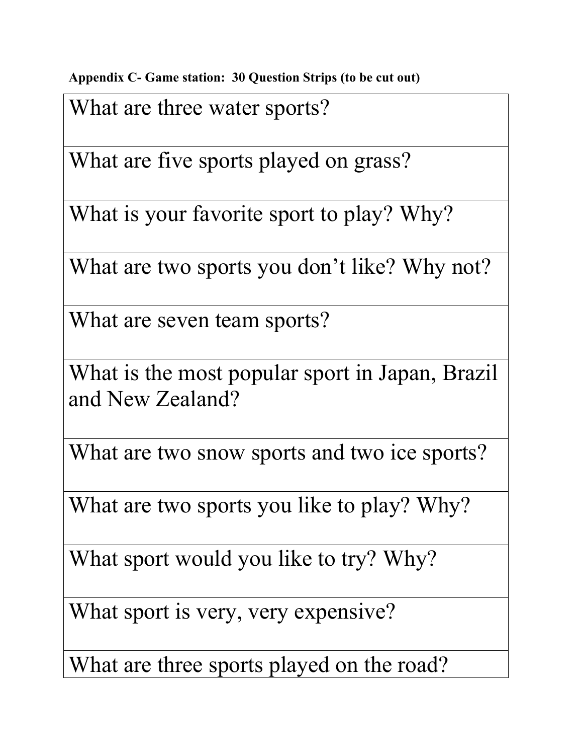**Appendix C- Game station: 30 Question Strips (to be cut out)**

| What are three water sports? |
|---|
| What are five sports played on grass? |
| What is your favorite sport to play? Why? |
| What are two sports you don't like? Why not? |
| What are seven team sports? |
| What is the most popular sport in Japan, Brazil and New Zealand? |
| What are two snow sports and two ice sports? |
| What are two sports you like to play? Why? |
| What sport would you like to try? Why? |
| What sport is very, very expensive? |
| What are three sports played on the road? |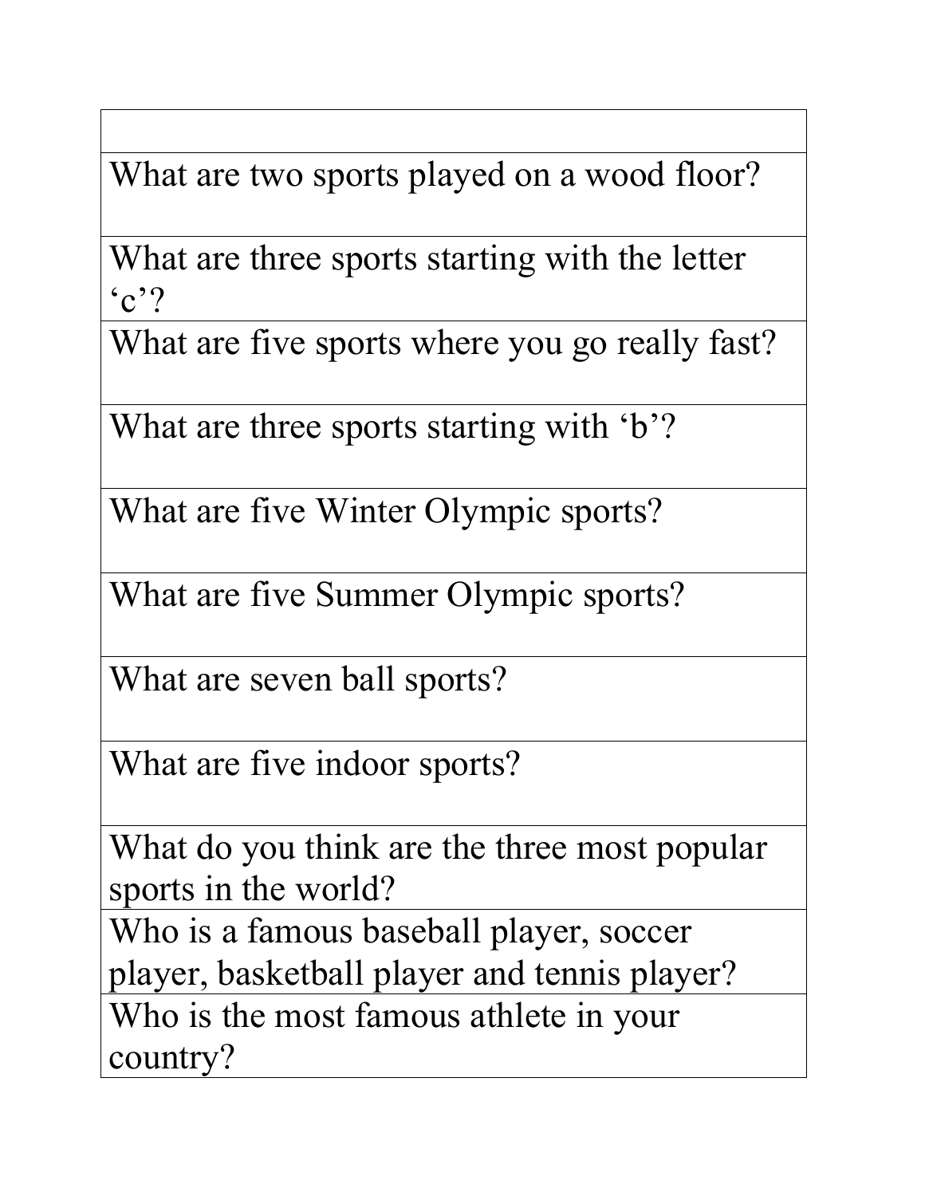| |
|---|
| What are two sports played on a wood floor? |
| What are three sports starting with the letter 'c'? |
| What are five sports where you go really fast? |
| What are three sports starting with 'b'? |
| What are five Winter Olympic sports? |
| What are five Summer Olympic sports? |
| What are seven ball sports? |
| What are five indoor sports? |
| What do you think are the three most popular sports in the world? |
| Who is a famous baseball player, soccer player, basketball player and tennis player? |
| Who is the most famous athlete in your country? |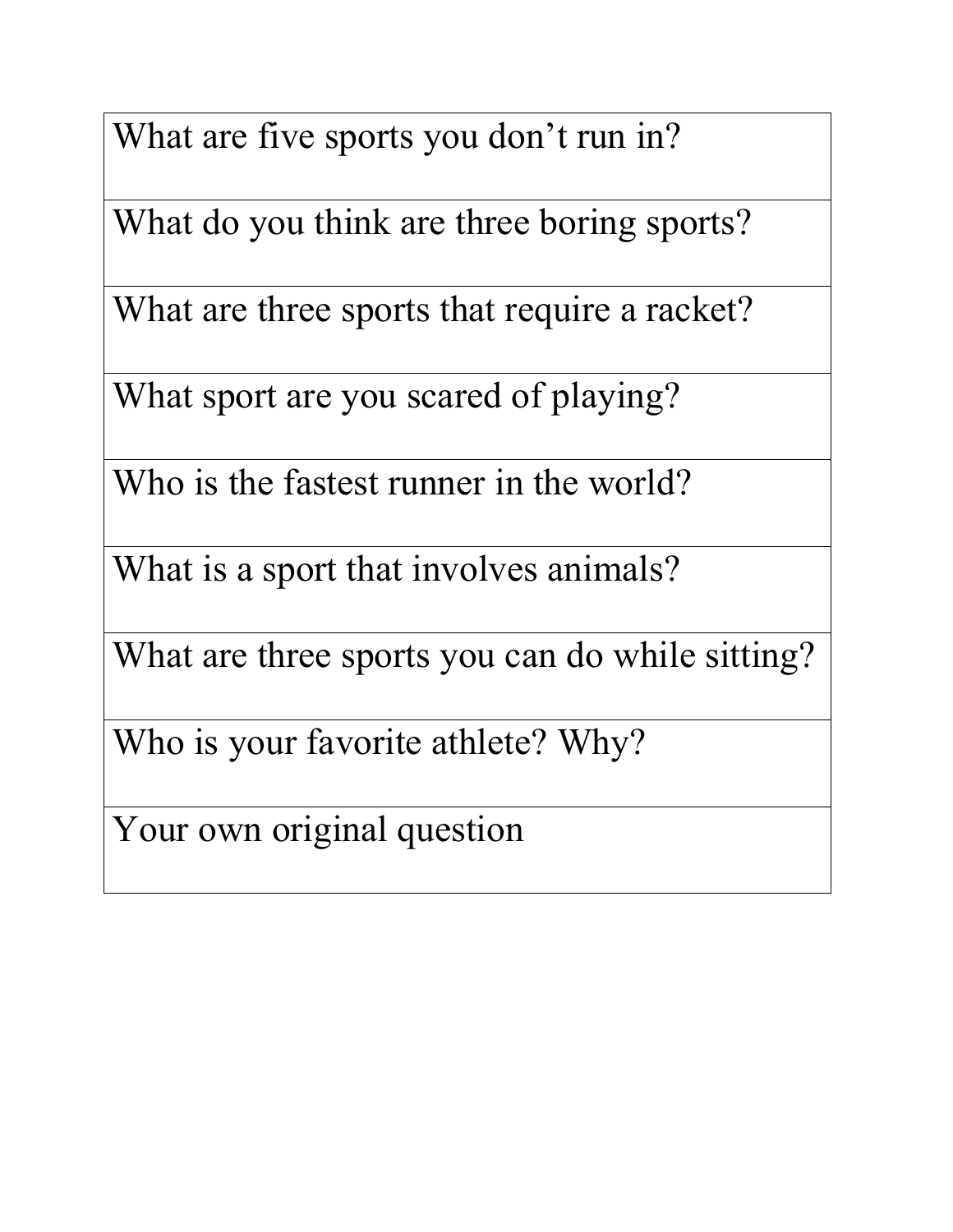| |
|---|
| What are five sports you don’t run in? |
| What do you think are three boring sports? |
| What are three sports that require a racket? |
| What sport are you scared of playing? |
| Who is the fastest runner in the world? |
| What is a sport that involves animals? |
| What are three sports you can do while sitting? |
| Who is your favorite athlete? Why? |
| Your own original question |